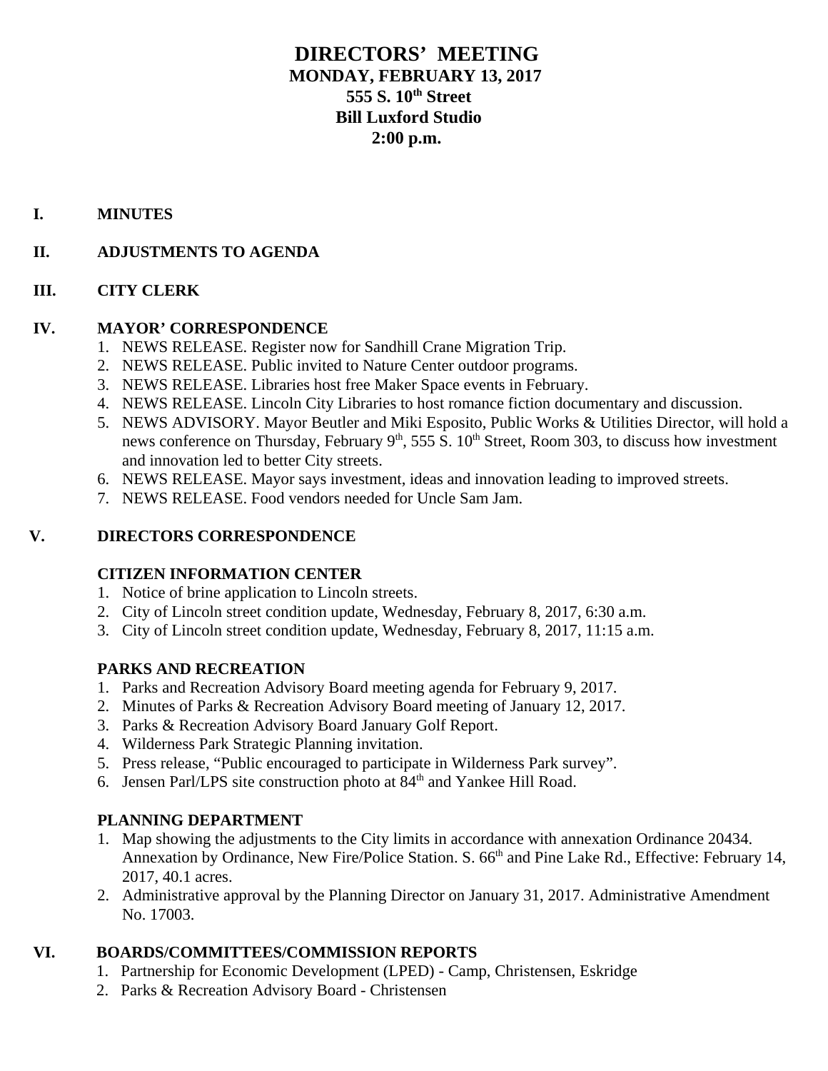# DIRECTORS' MEETING
## MONDAY, FEBRUARY 13, 2017
## 555 S. 10th Street
## Bill Luxford Studio
## 2:00 p.m.

**I. MINUTES**

**II. ADJUSTMENTS TO AGENDA**

**III. CITY CLERK**

**IV. MAYOR' CORRESPONDENCE**

1. NEWS RELEASE. Register now for Sandhill Crane Migration Trip.
2. NEWS RELEASE. Public invited to Nature Center outdoor programs.
3. NEWS RELEASE. Libraries host free Maker Space events in February.
4. NEWS RELEASE. Lincoln City Libraries to host romance fiction documentary and discussion.
5. NEWS ADVISORY. Mayor Beutler and Miki Esposito, Public Works & Utilities Director, will hold a news conference on Thursday, February 9th, 555 S. 10th Street, Room 303, to discuss how investment and innovation led to better City streets.
6. NEWS RELEASE. Mayor says investment, ideas and innovation leading to improved streets.
7. NEWS RELEASE. Food vendors needed for Uncle Sam Jam.

**V. DIRECTORS CORRESPONDENCE**

**CITIZEN INFORMATION CENTER**

1. Notice of brine application to Lincoln streets.
2. City of Lincoln street condition update, Wednesday, February 8, 2017, 6:30 a.m.
3. City of Lincoln street condition update, Wednesday, February 8, 2017, 11:15 a.m.

**PARKS AND RECREATION**

1. Parks and Recreation Advisory Board meeting agenda for February 9, 2017.
2. Minutes of Parks & Recreation Advisory Board meeting of January 12, 2017.
3. Parks & Recreation Advisory Board January Golf Report.
4. Wilderness Park Strategic Planning invitation.
5. Press release, "Public encouraged to participate in Wilderness Park survey".
6. Jensen Parl/LPS site construction photo at 84th and Yankee Hill Road.

**PLANNING DEPARTMENT**

1. Map showing the adjustments to the City limits in accordance with annexation Ordinance 20434. Annexation by Ordinance, New Fire/Police Station. S. 66th and Pine Lake Rd., Effective: February 14, 2017, 40.1 acres.
2. Administrative approval by the Planning Director on January 31, 2017. Administrative Amendment No. 17003.

**VI. BOARDS/COMMITTEES/COMMISSION REPORTS**

1. Partnership for Economic Development (LPED) - Camp, Christensen, Eskridge
2. Parks & Recreation Advisory Board - Christensen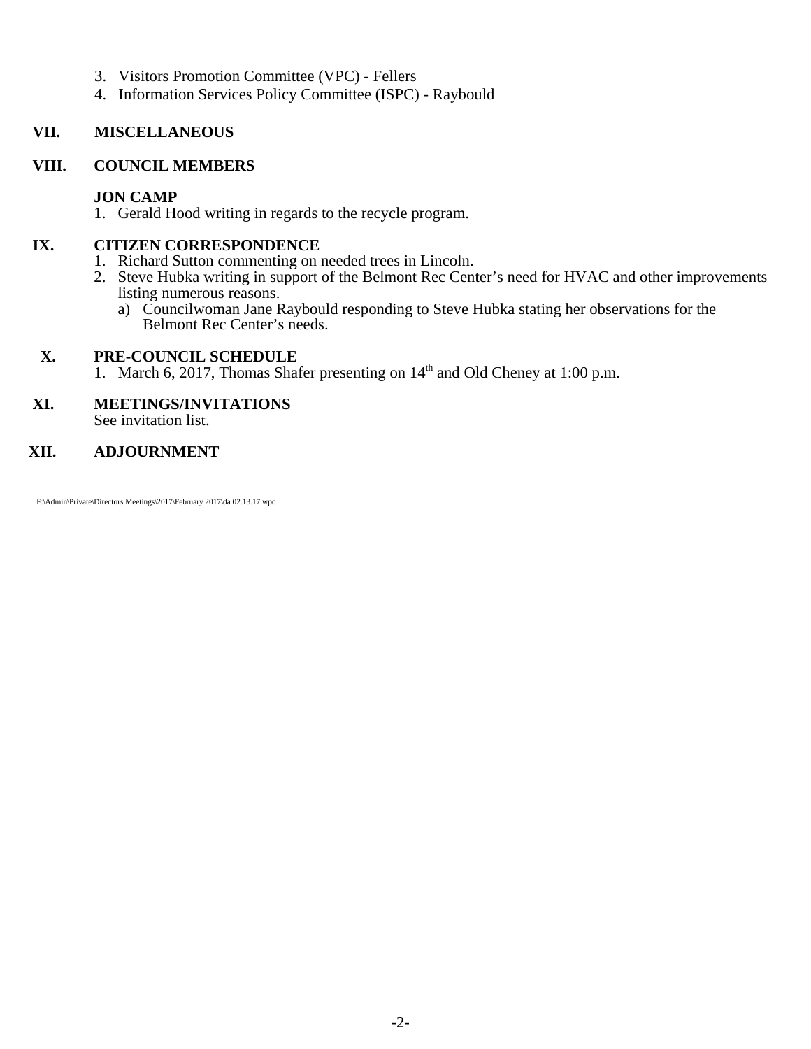3. Visitors Promotion Committee (VPC) - Fellers
4. Information Services Policy Committee (ISPC) - Raybould

## VII. MISCELLANEOUS

## VIII. COUNCIL MEMBERS

**JON CAMP**

1. Gerald Hood writing in regards to the recycle program.

## IX. CITIZEN CORRESPONDENCE

1. Richard Sutton commenting on needed trees in Lincoln.
2. Steve Hubka writing in support of the Belmont Rec Center's need for HVAC and other improvements listing numerous reasons.
   a) Councilwoman Jane Raybould responding to Steve Hubka stating her observations for the Belmont Rec Center's needs.

## X. PRE-COUNCIL SCHEDULE

1. March 6, 2017, Thomas Shafer presenting on 14th and Old Cheney at 1:00 p.m.

## XI. MEETINGS/INVITATIONS

See invitation list.

## XII. ADJOURNMENT

F:\Admin\Private\Directors Meetings\2017\February 2017\da 02.13.17.wpd